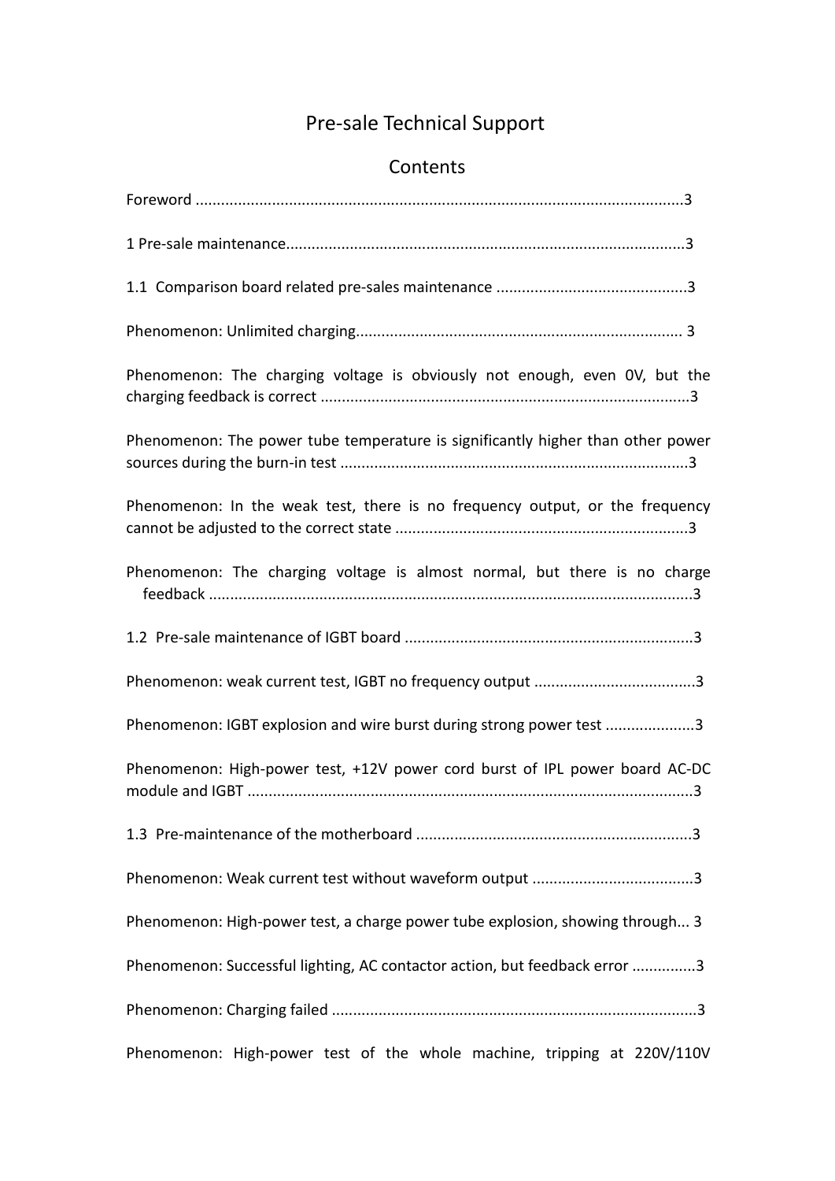# Pre-sale Technical Support

## Contents

Foreword ..................................................................................................................3

1 Pre-sale maintenance.............................................................................................3

1.1 Comparison board related pre-sales maintenance .............................................3

Phenomenon: Unlimited charging............................................................................. 3

Phenomenon: The charging voltage is obviously not enough, even 0V, but the charging feedback is correct ......................................................................................3

Phenomenon: The power tube temperature is significantly higher than other power sources during the burn-in test ..................................................................................3

Phenomenon: In the weak test, there is no frequency output, or the frequency cannot be adjusted to the correct state .....................................................................3

Phenomenon: The charging voltage is almost normal, but there is no charge feedback .................................................................................................................3

1.2 Pre-sale maintenance of IGBT board ....................................................................3

Phenomenon: weak current test, IGBT no frequency output ......................................3

Phenomenon: IGBT explosion and wire burst during strong power test .....................3

Phenomenon: High-power test, +12V power cord burst of IPL power board AC-DC module and IGBT .........................................................................................................3

1.3 Pre-maintenance of the motherboard .................................................................3

Phenomenon: Weak current test without waveform output ......................................3

Phenomenon: High-power test, a charge power tube explosion, showing through... 3

Phenomenon: Successful lighting, AC contactor action, but feedback error ...............3

Phenomenon: Charging failed .....................................................................................3

Phenomenon: High-power test of the whole machine, tripping at 220V/110V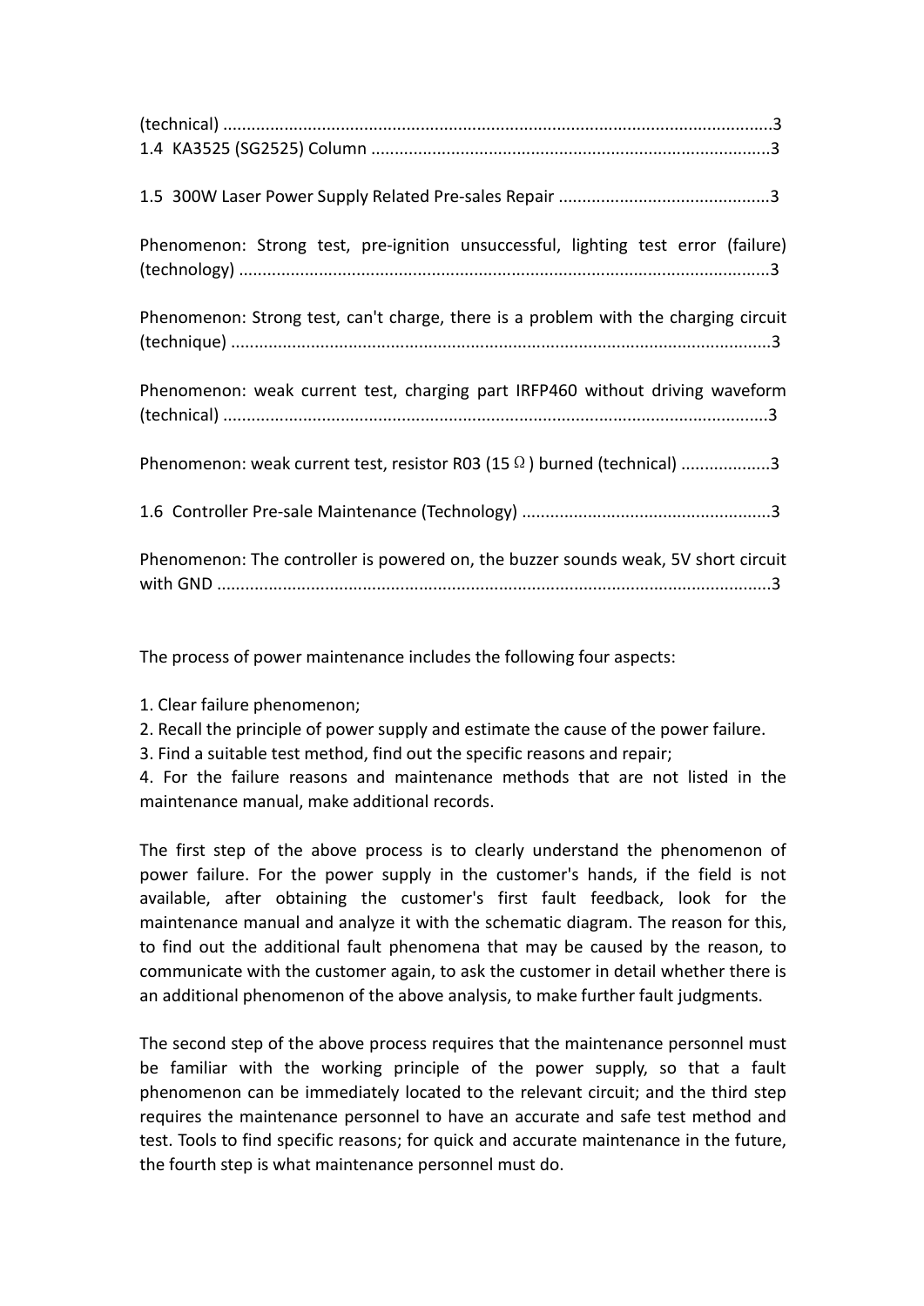(technical) ....................................................................................................................3

1.4 KA3525 (SG2525) Column ....................................................................................3

1.5 300W Laser Power Supply Related Pre-sales Repair .............................................3

Phenomenon: Strong test, pre-ignition unsuccessful, lighting test error (failure) (technology) ................................................................................................................3

Phenomenon: Strong test, can't charge, there is a problem with the charging circuit (technique) ..................................................................................................................3

Phenomenon: weak current test, charging part IRFP460 without driving waveform (technical) ...................................................................................................................3

Phenomenon: weak current test, resistor R03 (15 Ω) burned (technical) ...................3

1.6 Controller Pre-sale Maintenance (Technology) .....................................................3

Phenomenon: The controller is powered on, the buzzer sounds weak, 5V short circuit with GND .....................................................................................................................3

The process of power maintenance includes the following four aspects:

1. Clear failure phenomenon;
2. Recall the principle of power supply and estimate the cause of the power failure.
3. Find a suitable test method, find out the specific reasons and repair;
4. For the failure reasons and maintenance methods that are not listed in the maintenance manual, make additional records.

The first step of the above process is to clearly understand the phenomenon of power failure. For the power supply in the customer's hands, if the field is not available, after obtaining the customer's first fault feedback, look for the maintenance manual and analyze it with the schematic diagram. The reason for this, to find out the additional fault phenomena that may be caused by the reason, to communicate with the customer again, to ask the customer in detail whether there is an additional phenomenon of the above analysis, to make further fault judgments.

The second step of the above process requires that the maintenance personnel must be familiar with the working principle of the power supply, so that a fault phenomenon can be immediately located to the relevant circuit; and the third step requires the maintenance personnel to have an accurate and safe test method and test. Tools to find specific reasons; for quick and accurate maintenance in the future, the fourth step is what maintenance personnel must do.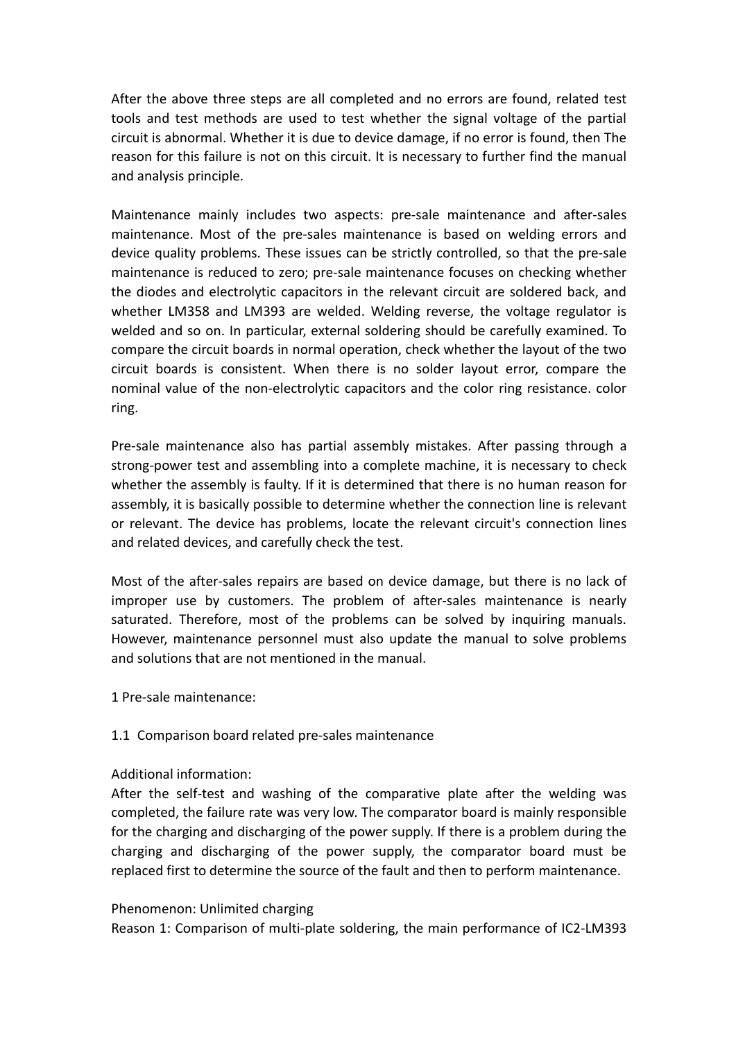After the above three steps are all completed and no errors are found, related test tools and test methods are used to test whether the signal voltage of the partial circuit is abnormal. Whether it is due to device damage, if no error is found, then The reason for this failure is not on this circuit. It is necessary to further find the manual and analysis principle.

Maintenance mainly includes two aspects: pre-sale maintenance and after-sales maintenance. Most of the pre-sales maintenance is based on welding errors and device quality problems. These issues can be strictly controlled, so that the pre-sale maintenance is reduced to zero; pre-sale maintenance focuses on checking whether the diodes and electrolytic capacitors in the relevant circuit are soldered back, and whether LM358 and LM393 are welded. Welding reverse, the voltage regulator is welded and so on. In particular, external soldering should be carefully examined. To compare the circuit boards in normal operation, check whether the layout of the two circuit boards is consistent. When there is no solder layout error, compare the nominal value of the non-electrolytic capacitors and the color ring resistance. color ring.

Pre-sale maintenance also has partial assembly mistakes. After passing through a strong-power test and assembling into a complete machine, it is necessary to check whether the assembly is faulty. If it is determined that there is no human reason for assembly, it is basically possible to determine whether the connection line is relevant or relevant. The device has problems, locate the relevant circuit's connection lines and related devices, and carefully check the test.

Most of the after-sales repairs are based on device damage, but there is no lack of improper use by customers. The problem of after-sales maintenance is nearly saturated. Therefore, most of the problems can be solved by inquiring manuals. However, maintenance personnel must also update the manual to solve problems and solutions that are not mentioned in the manual.

1 Pre-sale maintenance:

1.1 Comparison board related pre-sales maintenance

Additional information:
After the self-test and washing of the comparative plate after the welding was completed, the failure rate was very low. The comparator board is mainly responsible for the charging and discharging of the power supply. If there is a problem during the charging and discharging of the power supply, the comparator board must be replaced first to determine the source of the fault and then to perform maintenance.

Phenomenon: Unlimited charging
Reason 1: Comparison of multi-plate soldering, the main performance of IC2-LM393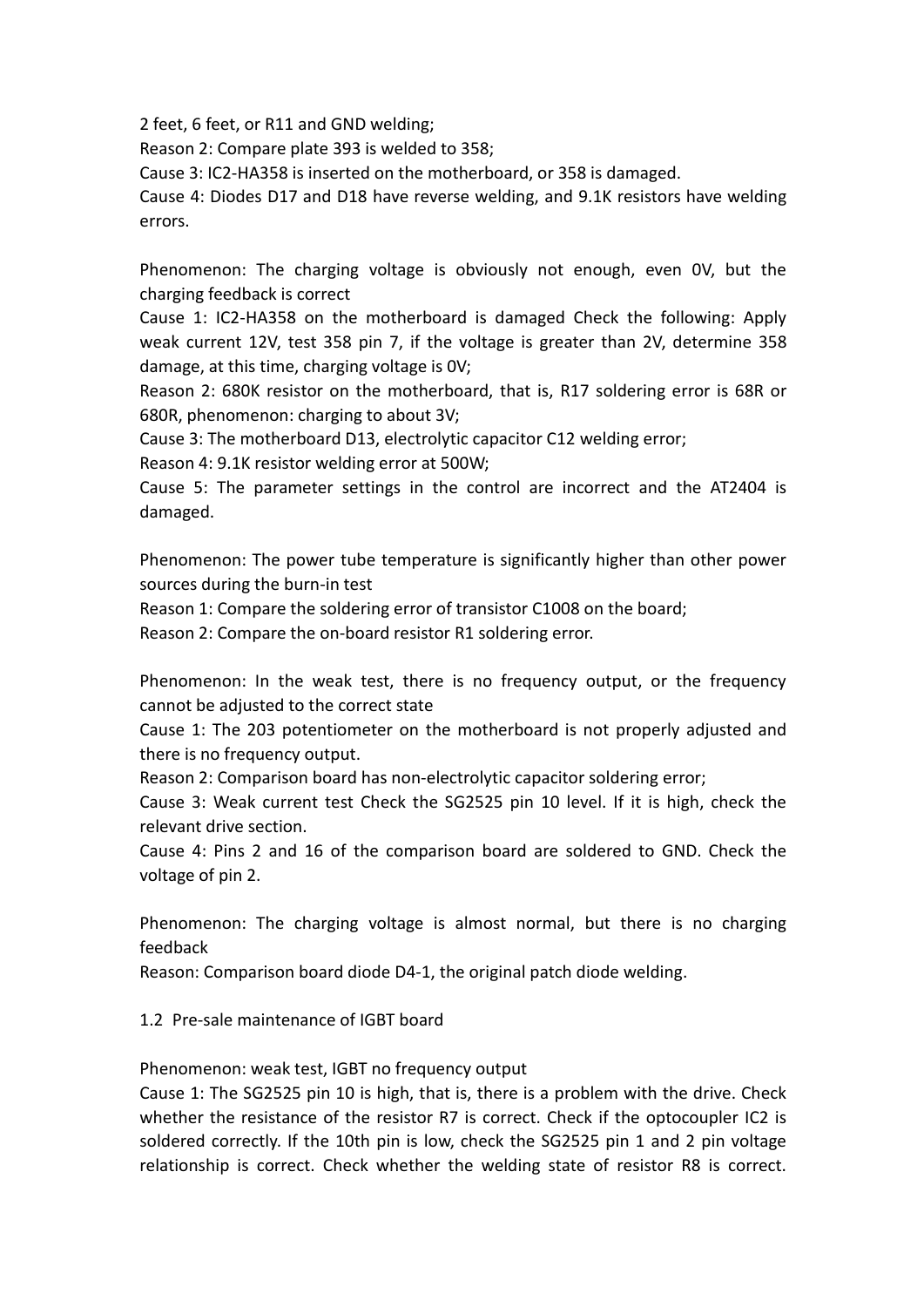2 feet, 6 feet, or R11 and GND welding;

Reason 2: Compare plate 393 is welded to 358;

Cause 3: IC2-HA358 is inserted on the motherboard, or 358 is damaged.

Cause 4: Diodes D17 and D18 have reverse welding, and 9.1K resistors have welding errors.

Phenomenon: The charging voltage is obviously not enough, even 0V, but the charging feedback is correct

Cause 1: IC2-HA358 on the motherboard is damaged Check the following: Apply weak current 12V, test 358 pin 7, if the voltage is greater than 2V, determine 358 damage, at this time, charging voltage is 0V;

Reason 2: 680K resistor on the motherboard, that is, R17 soldering error is 68R or 680R, phenomenon: charging to about 3V;

Cause 3: The motherboard D13, electrolytic capacitor C12 welding error;

Reason 4: 9.1K resistor welding error at 500W;

Cause 5: The parameter settings in the control are incorrect and the AT2404 is damaged.

Phenomenon: The power tube temperature is significantly higher than other power sources during the burn-in test

Reason 1: Compare the soldering error of transistor C1008 on the board;

Reason 2: Compare the on-board resistor R1 soldering error.

Phenomenon: In the weak test, there is no frequency output, or the frequency cannot be adjusted to the correct state

Cause 1: The 203 potentiometer on the motherboard is not properly adjusted and there is no frequency output.

Reason 2: Comparison board has non-electrolytic capacitor soldering error;

Cause 3: Weak current test Check the SG2525 pin 10 level. If it is high, check the relevant drive section.

Cause 4: Pins 2 and 16 of the comparison board are soldered to GND. Check the voltage of pin 2.

Phenomenon: The charging voltage is almost normal, but there is no charging feedback

Reason: Comparison board diode D4-1, the original patch diode welding.

1.2 Pre-sale maintenance of IGBT board

Phenomenon: weak test, IGBT no frequency output

Cause 1: The SG2525 pin 10 is high, that is, there is a problem with the drive. Check whether the resistance of the resistor R7 is correct. Check if the optocoupler IC2 is soldered correctly. If the 10th pin is low, check the SG2525 pin 1 and 2 pin voltage relationship is correct. Check whether the welding state of resistor R8 is correct.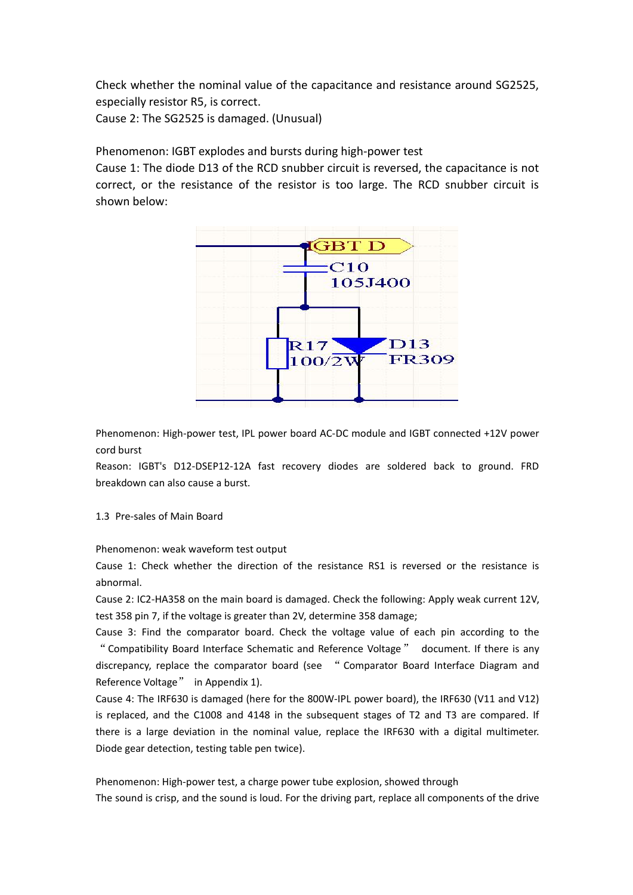Check whether the nominal value of the capacitance and resistance around SG2525, especially resistor R5, is correct.
Cause 2: The SG2525 is damaged. (Unusual)

Phenomenon: IGBT explodes and bursts during high-power test
Cause 1: The diode D13 of the RCD snubber circuit is reversed, the capacitance is not correct, or the resistance of the resistor is too large. The RCD snubber circuit is shown below:

Phenomenon: High-power test, IPL power board AC-DC module and IGBT connected +12V power cord burst
Reason: IGBT's D12-DSEP12-12A fast recovery diodes are soldered back to ground. FRD breakdown can also cause a burst.

## 1.3 Pre-sales of Main Board

Phenomenon: weak waveform test output
Cause 1: Check whether the direction of the resistance RS1 is reversed or the resistance is abnormal.
Cause 2: IC2-HA358 on the main board is damaged. Check the following: Apply weak current 12V, test 358 pin 7, if the voltage is greater than 2V, determine 358 damage;
Cause 3: Find the comparator board. Check the voltage value of each pin according to the "Compatibility Board Interface Schematic and Reference Voltage" document. If there is any discrepancy, replace the comparator board (see "Comparator Board Interface Diagram and Reference Voltage" in Appendix 1).
Cause 4: The IRF630 is damaged (here for the 800W-IPL power board), the IRF630 (V11 and V12) is replaced, and the C1008 and 4148 in the subsequent stages of T2 and T3 are compared. If there is a large deviation in the nominal value, replace the IRF630 with a digital multimeter. Diode gear detection, testing table pen twice).

Phenomenon: High-power test, a charge power tube explosion, showed through
The sound is crisp, and the sound is loud. For the driving part, replace all components of the drive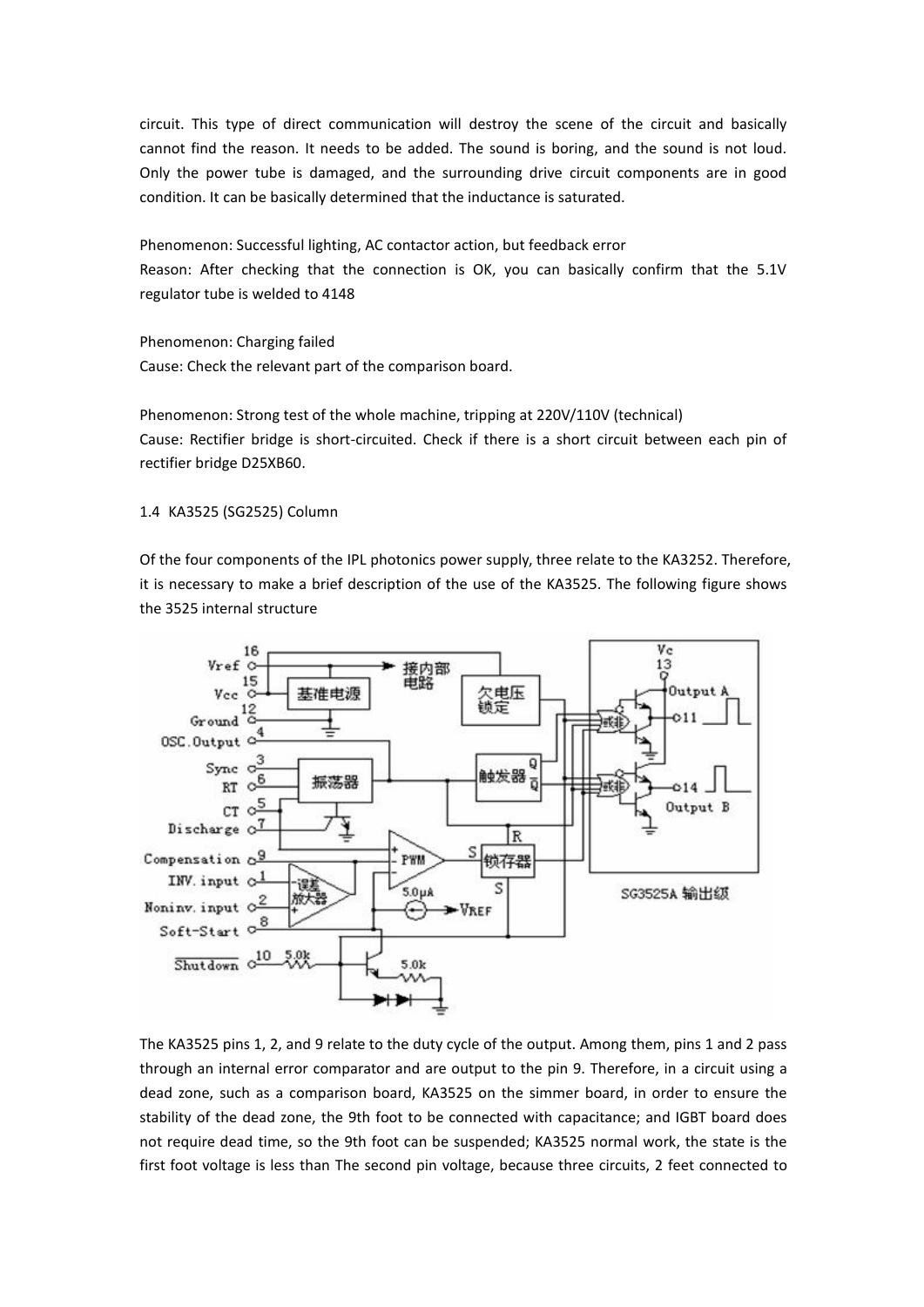circuit. This type of direct communication will destroy the scene of the circuit and basically cannot find the reason. It needs to be added. The sound is boring, and the sound is not loud. Only the power tube is damaged, and the surrounding drive circuit components are in good condition. It can be basically determined that the inductance is saturated.

Phenomenon: Successful lighting, AC contactor action, but feedback error
Reason: After checking that the connection is OK, you can basically confirm that the 5.1V regulator tube is welded to 4148

Phenomenon: Charging failed
Cause: Check the relevant part of the comparison board.

Phenomenon: Strong test of the whole machine, tripping at 220V/110V (technical)
Cause: Rectifier bridge is short-circuited. Check if there is a short circuit between each pin of rectifier bridge D25XB60.

1.4 KA3525 (SG2525) Column

Of the four components of the IPL photonics power supply, three relate to the KA3252. Therefore, it is necessary to make a brief description of the use of the KA3525. The following figure shows the 3525 internal structure

The KA3525 pins 1, 2, and 9 relate to the duty cycle of the output. Among them, pins 1 and 2 pass through an internal error comparator and are output to the pin 9. Therefore, in a circuit using a dead zone, such as a comparison board, KA3525 on the simmer board, in order to ensure the stability of the dead zone, the 9th foot to be connected with capacitance; and IGBT board does not require dead time, so the 9th foot can be suspended; KA3525 normal work, the state is the first foot voltage is less than The second pin voltage, because three circuits, 2 feet connected to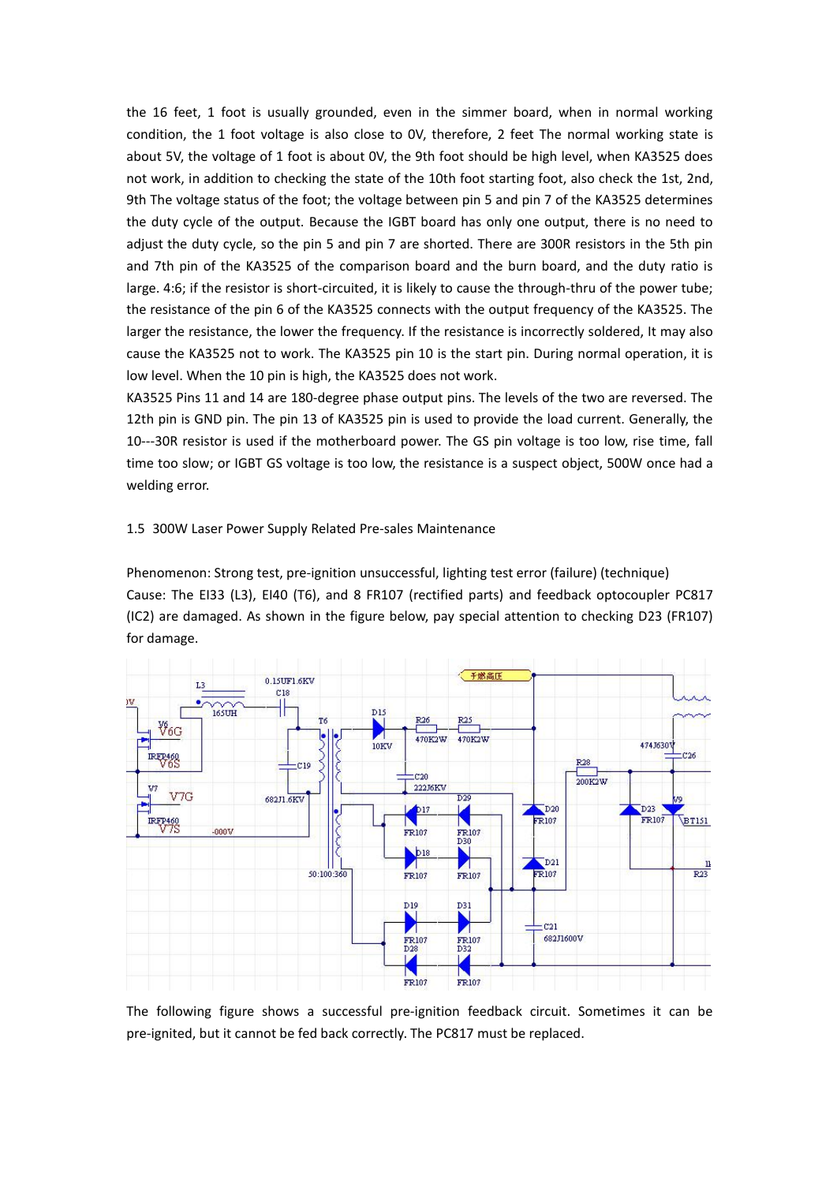the 16 feet, 1 foot is usually grounded, even in the simmer board, when in normal working condition, the 1 foot voltage is also close to 0V, therefore, 2 feet The normal working state is about 5V, the voltage of 1 foot is about 0V, the 9th foot should be high level, when KA3525 does not work, in addition to checking the state of the 10th foot starting foot, also check the 1st, 2nd, 9th The voltage status of the foot; the voltage between pin 5 and pin 7 of the KA3525 determines the duty cycle of the output. Because the IGBT board has only one output, there is no need to adjust the duty cycle, so the pin 5 and pin 7 are shorted. There are 300R resistors in the 5th pin and 7th pin of the KA3525 of the comparison board and the burn board, and the duty ratio is large. 4:6; if the resistor is short-circuited, it is likely to cause the through-thru of the power tube; the resistance of the pin 6 of the KA3525 connects with the output frequency of the KA3525. The larger the resistance, the lower the frequency. If the resistance is incorrectly soldered, It may also cause the KA3525 not to work. The KA3525 pin 10 is the start pin. During normal operation, it is low level. When the 10 pin is high, the KA3525 does not work.

KA3525 Pins 11 and 14 are 180-degree phase output pins. The levels of the two are reversed. The 12th pin is GND pin. The pin 13 of KA3525 pin is used to provide the load current. Generally, the 10---30R resistor is used if the motherboard power. The GS pin voltage is too low, rise time, fall time too slow; or IGBT GS voltage is too low, the resistance is a suspect object, 500W once had a welding error.

1.5 300W Laser Power Supply Related Pre-sales Maintenance

Phenomenon: Strong test, pre-ignition unsuccessful, lighting test error (failure) (technique)

Cause: The EI33 (L3), EI40 (T6), and 8 FR107 (rectified parts) and feedback optocoupler PC817 (IC2) are damaged. As shown in the figure below, pay special attention to checking D23 (FR107) for damage.

The following figure shows a successful pre-ignition feedback circuit. Sometimes it can be pre-ignited, but it cannot be fed back correctly. The PC817 must be replaced.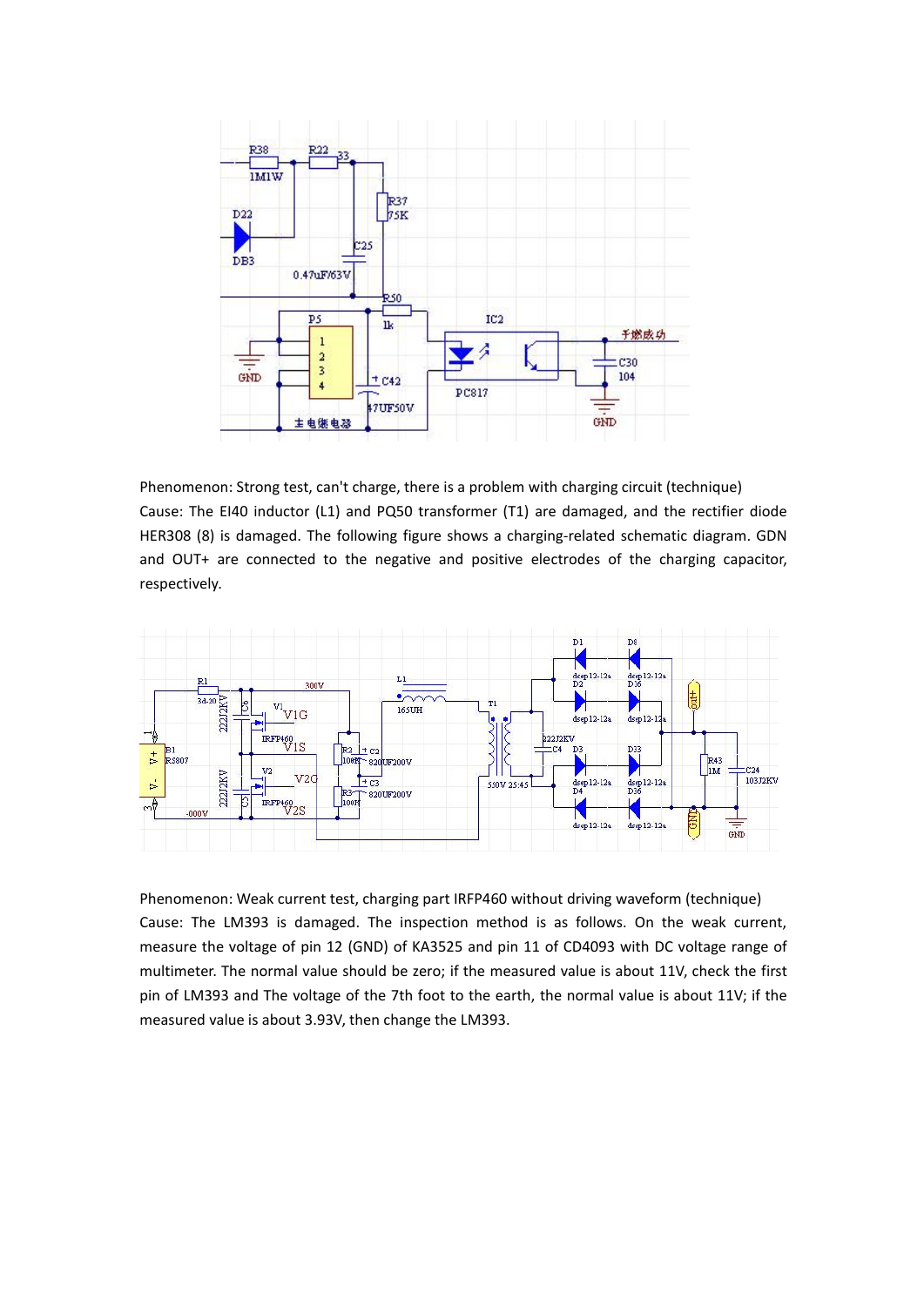Phenomenon: Strong test, can't charge, there is a problem with charging circuit (technique)
Cause: The EI40 inductor (L1) and PQ50 transformer (T1) are damaged, and the rectifier diode HER308 (8) is damaged. The following figure shows a charging-related schematic diagram. GDN and OUT+ are connected to the negative and positive electrodes of the charging capacitor, respectively.

Phenomenon: Weak current test, charging part IRFP460 without driving waveform (technique)
Cause: The LM393 is damaged. The inspection method is as follows. On the weak current, measure the voltage of pin 12 (GND) of KA3525 and pin 11 of CD4093 with DC voltage range of multimeter. The normal value should be zero; if the measured value is about 11V, check the first pin of LM393 and The voltage of the 7th foot to the earth, the normal value is about 11V; if the measured value is about 3.93V, then change the LM393.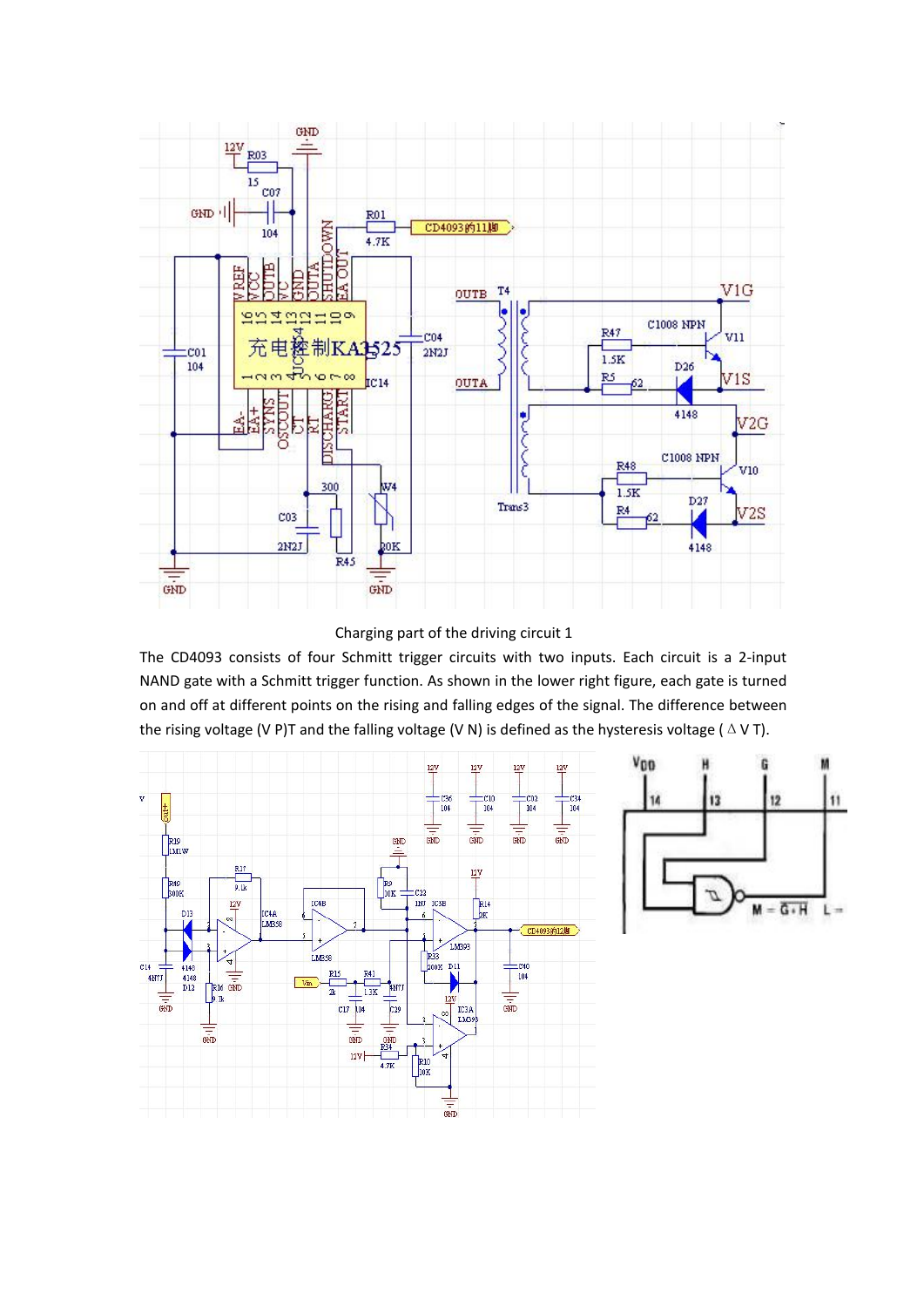Charging part of the driving circuit 1

The CD4093 consists of four Schmitt trigger circuits with two inputs. Each circuit is a 2-input NAND gate with a Schmitt trigger function. As shown in the lower right figure, each gate is turned on and off at different points on the rising and falling edges of the signal. The difference between the rising voltage (V P)T and the falling voltage (V N) is defined as the hysteresis voltage ( $\Delta$ V T).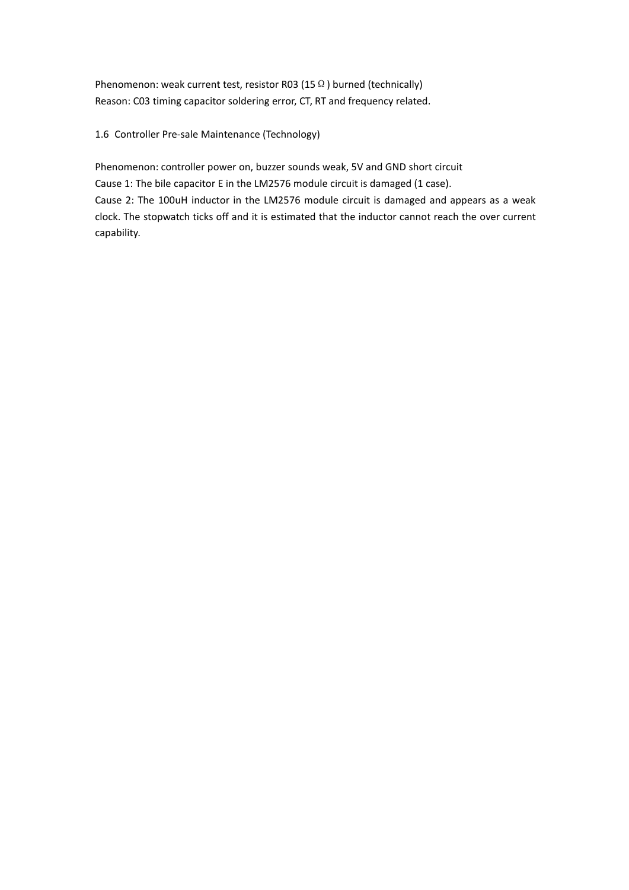Phenomenon: weak current test, resistor R03 (15 Ω) burned (technically)
Reason: C03 timing capacitor soldering error, CT, RT and frequency related.

## 1.6 Controller Pre-sale Maintenance (Technology)

Phenomenon: controller power on, buzzer sounds weak, 5V and GND short circuit
Cause 1: The bile capacitor E in the LM2576 module circuit is damaged (1 case).
Cause 2: The 100uH inductor in the LM2576 module circuit is damaged and appears as a weak clock. The stopwatch ticks off and it is estimated that the inductor cannot reach the over current capability.